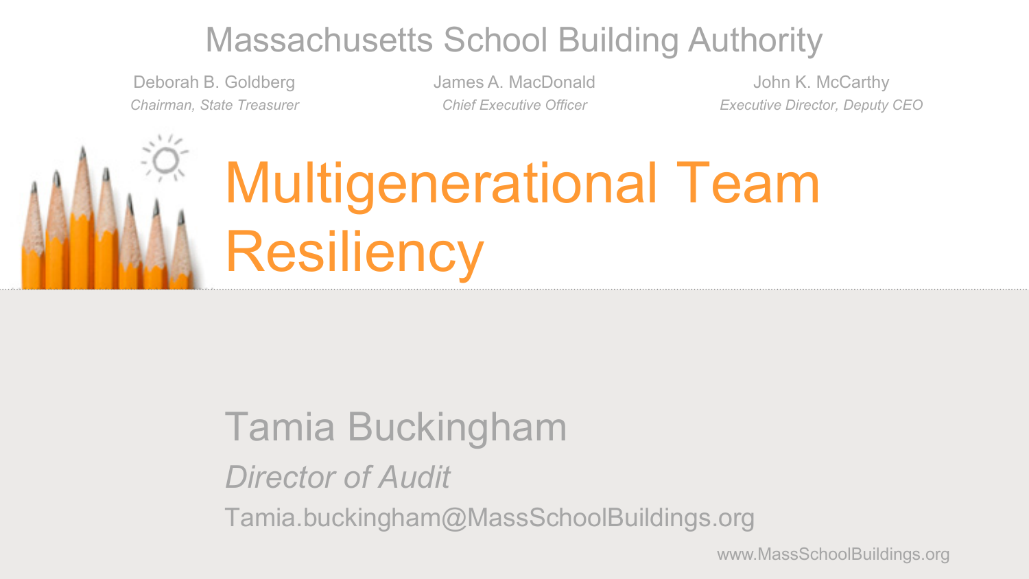Massachusetts School Building Authority

Deborah B. Goldberg
*Chairman, State Treasurer*

James A. MacDonald
*Chief Executive Officer*

John K. McCarthy
*Executive Director, Deputy CEO*

# Multigenerational Team Resiliency

Tamia Buckingham

*Director of Audit*

Tamia.buckingham@MassSchoolBuildings.org

www.MassSchoolBuildings.org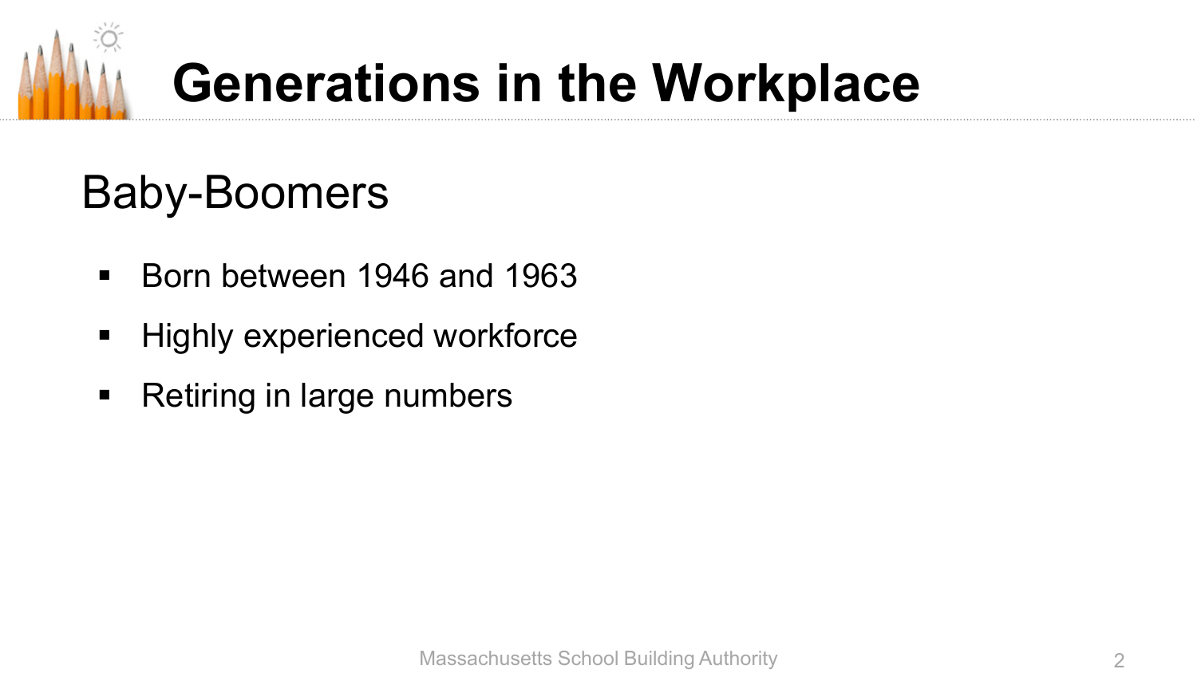# Generations in the Workplace

## Baby-Boomers

- Born between 1946 and 1963
- Highly experienced workforce
- Retiring in large numbers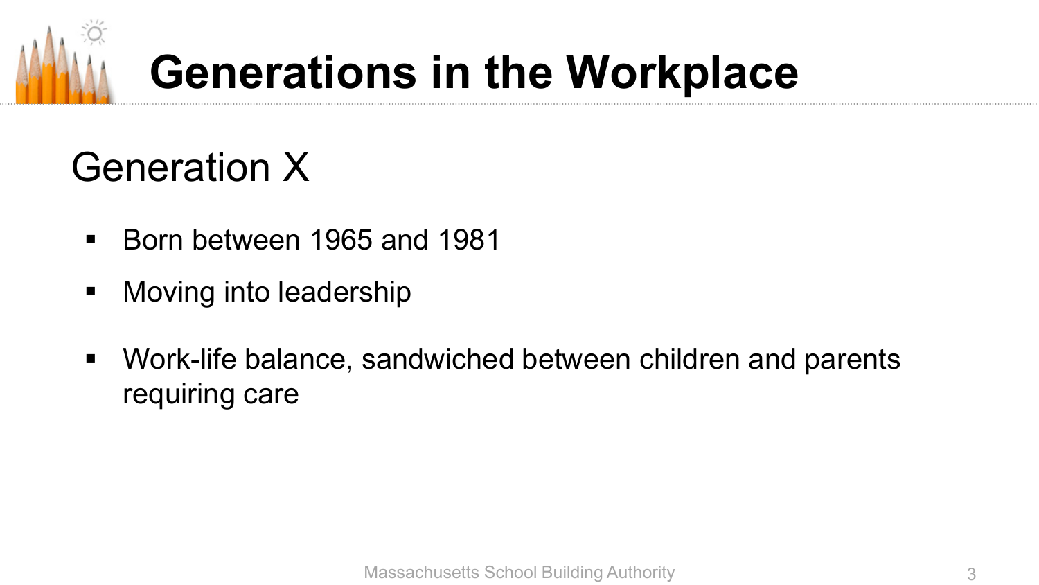# Generations in the Workplace

## Generation X

- Born between 1965 and 1981
- Moving into leadership
- Work-life balance, sandwiched between children and parents requiring care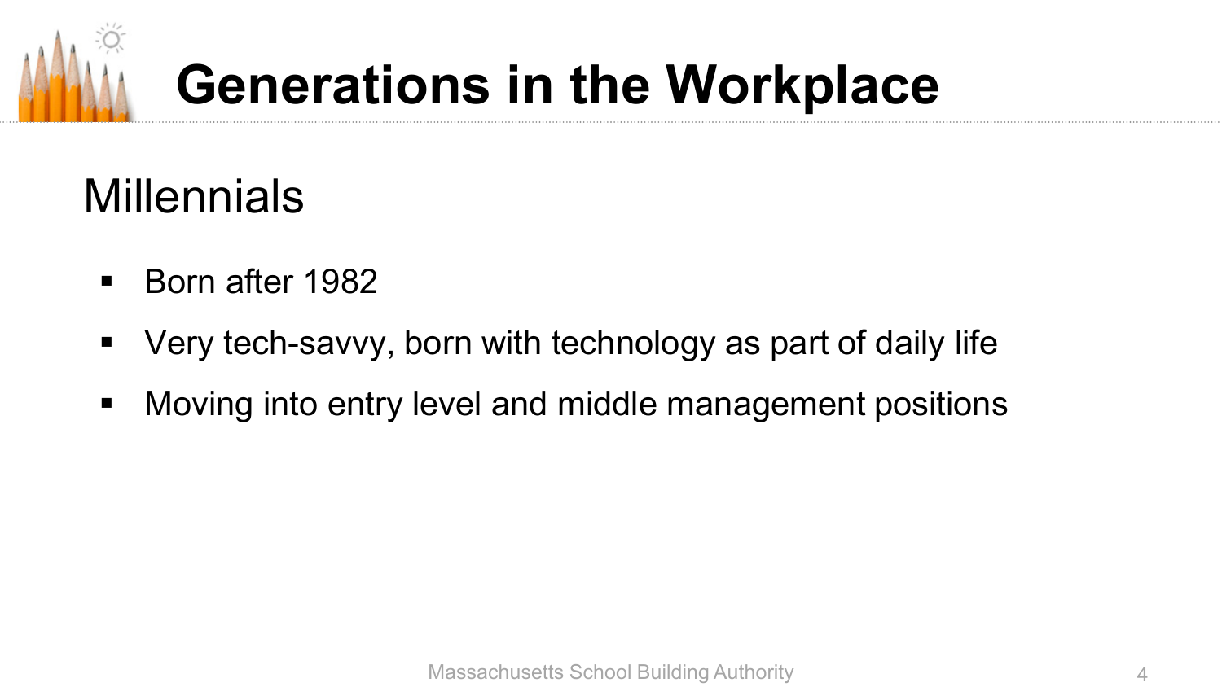# Generations in the Workplace

## Millennials

- Born after 1982
- Very tech-savvy, born with technology as part of daily life
- Moving into entry level and middle management positions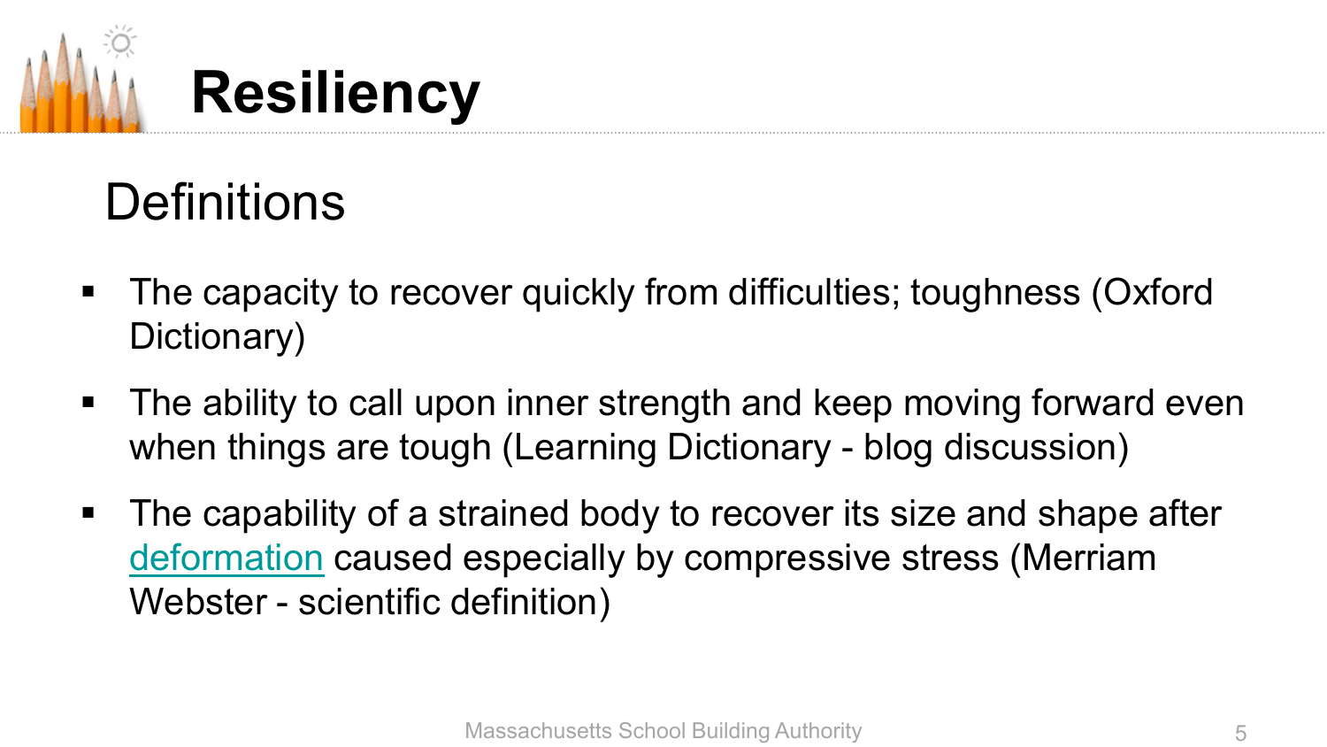# Resiliency

## Definitions

- The capacity to recover quickly from difficulties; toughness (Oxford Dictionary)
- The ability to call upon inner strength and keep moving forward even when things are tough (Learning Dictionary - blog discussion)
- The capability of a strained body to recover its size and shape after deformation caused especially by compressive stress (Merriam Webster - scientific definition)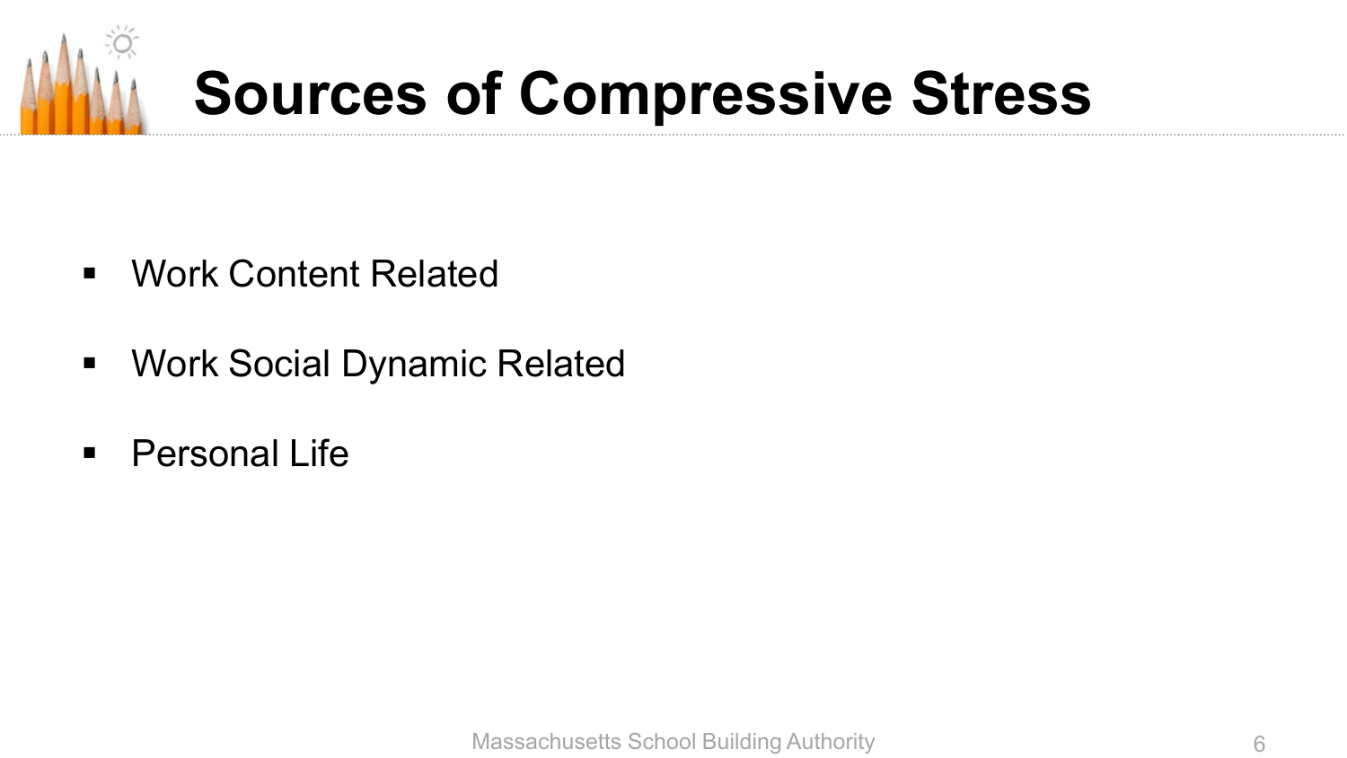# Sources of Compressive Stress

- Work Content Related
- Work Social Dynamic Related
- Personal Life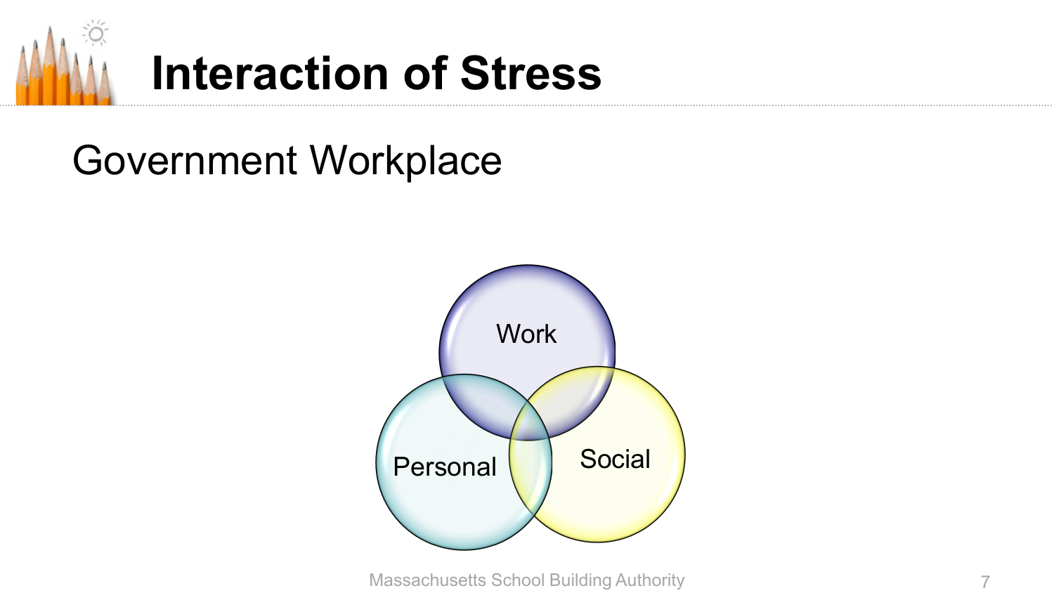# Interaction of Stress

Government Workplace

- Work
- Personal
- Social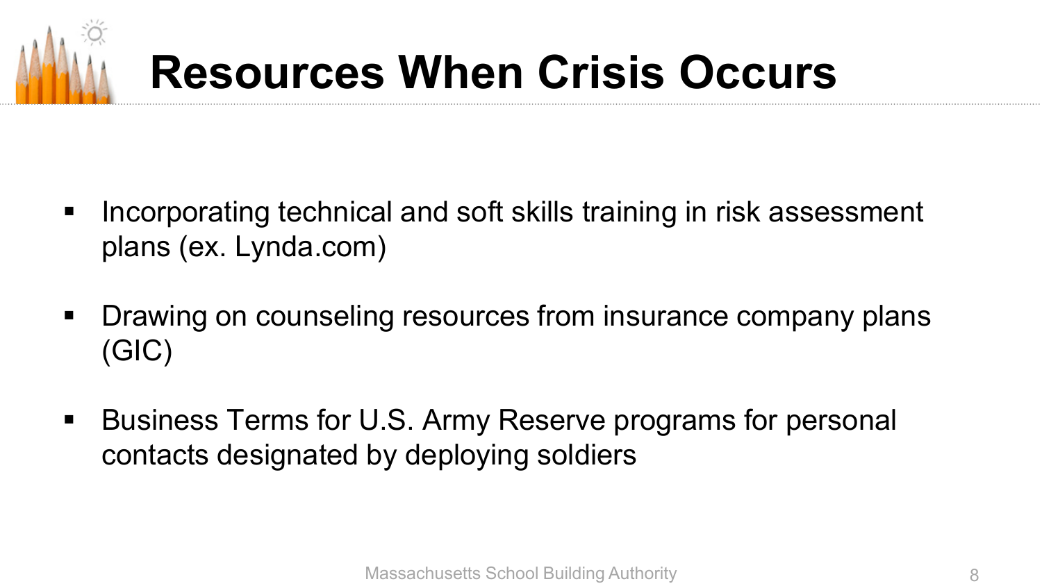# Resources When Crisis Occurs

- Incorporating technical and soft skills training in risk assessment plans (ex. Lynda.com)
- Drawing on counseling resources from insurance company plans (GIC)
- Business Terms for U.S. Army Reserve programs for personal contacts designated by deploying soldiers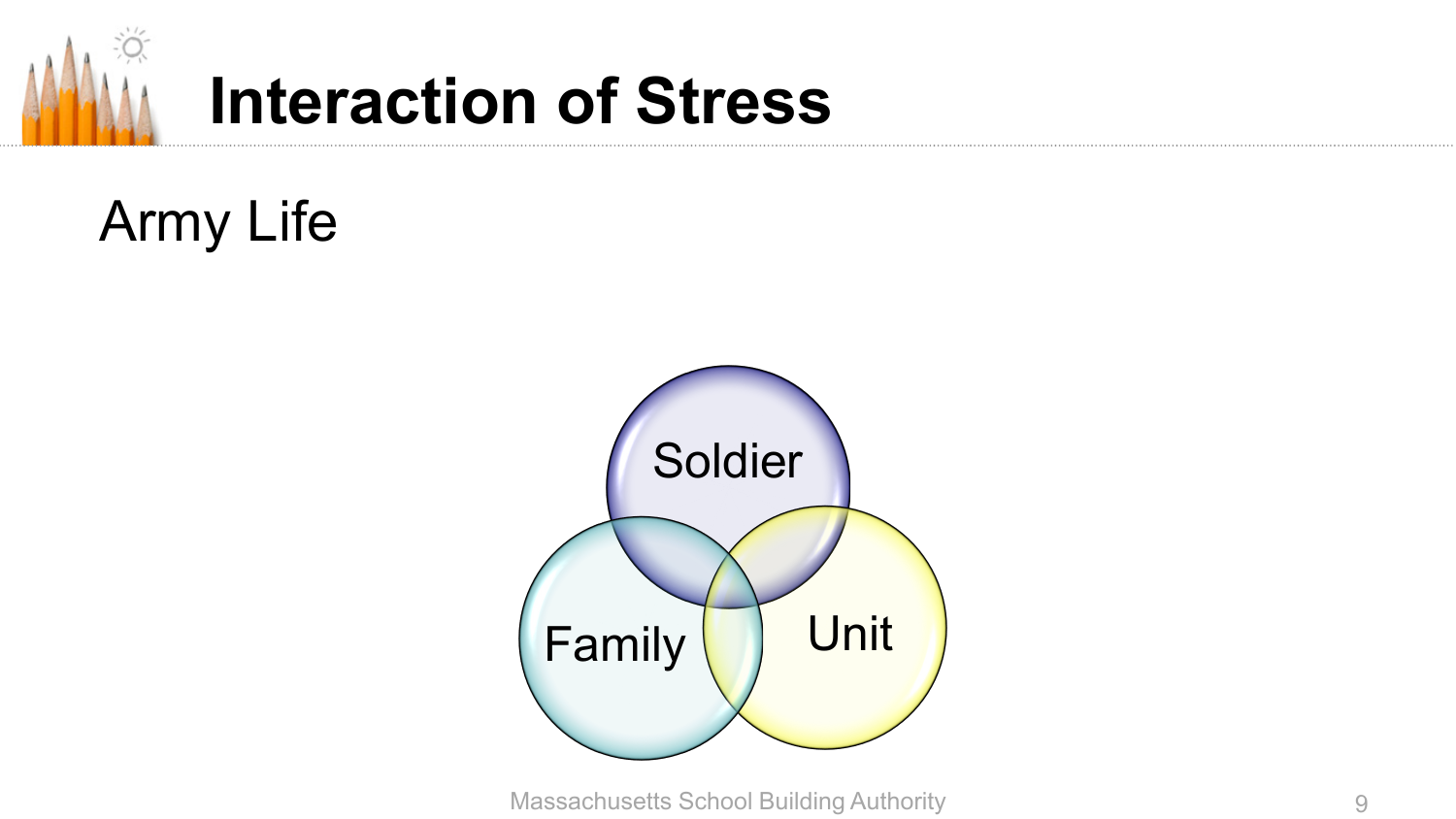# Interaction of Stress

Army Life

Soldier

Family

Unit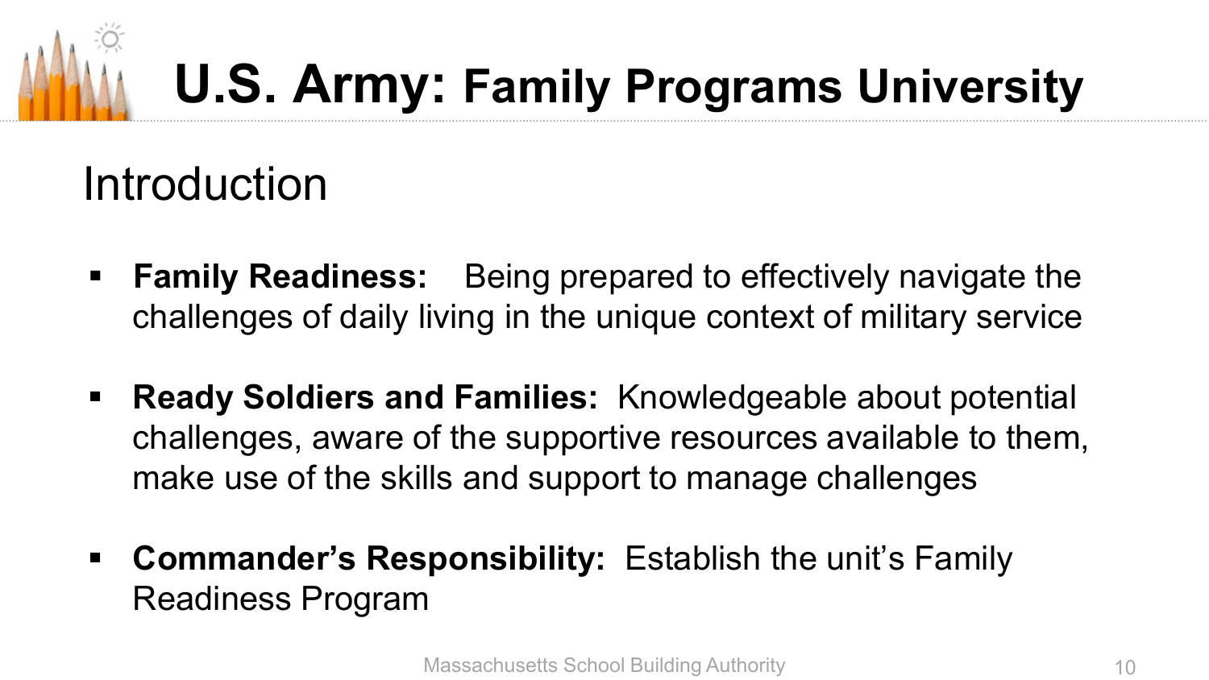# U.S. Army: Family Programs University

## Introduction

- **Family Readiness:** Being prepared to effectively navigate the challenges of daily living in the unique context of military service
- **Ready Soldiers and Families:** Knowledgeable about potential challenges, aware of the supportive resources available to them, make use of the skills and support to manage challenges
- **Commander's Responsibility:** Establish the unit's Family Readiness Program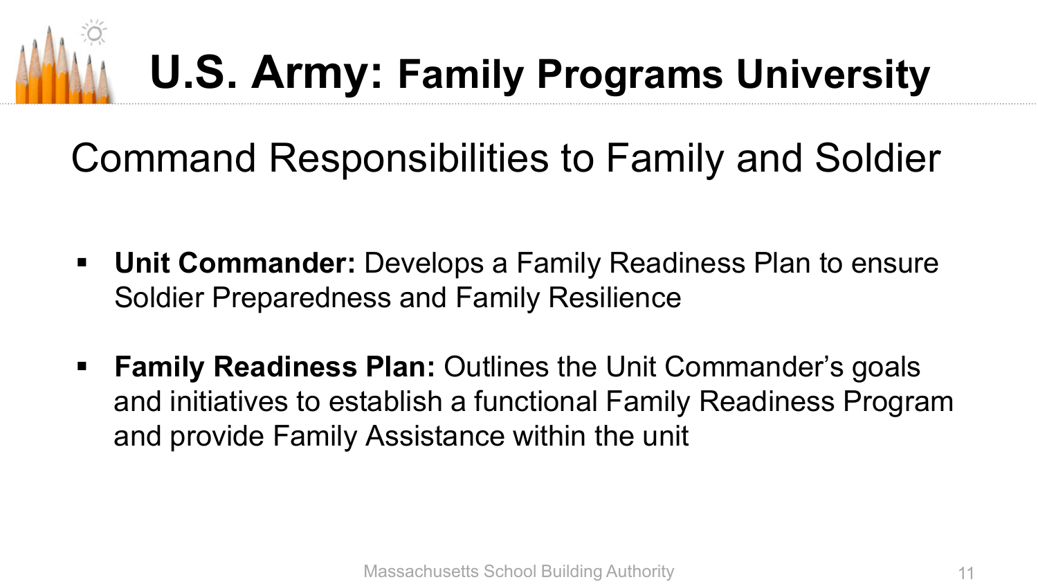# U.S. Army: Family Programs University

## Command Responsibilities to Family and Soldier

- **Unit Commander:** Develops a Family Readiness Plan to ensure Soldier Preparedness and Family Resilience
- **Family Readiness Plan:** Outlines the Unit Commander's goals and initiatives to establish a functional Family Readiness Program and provide Family Assistance within the unit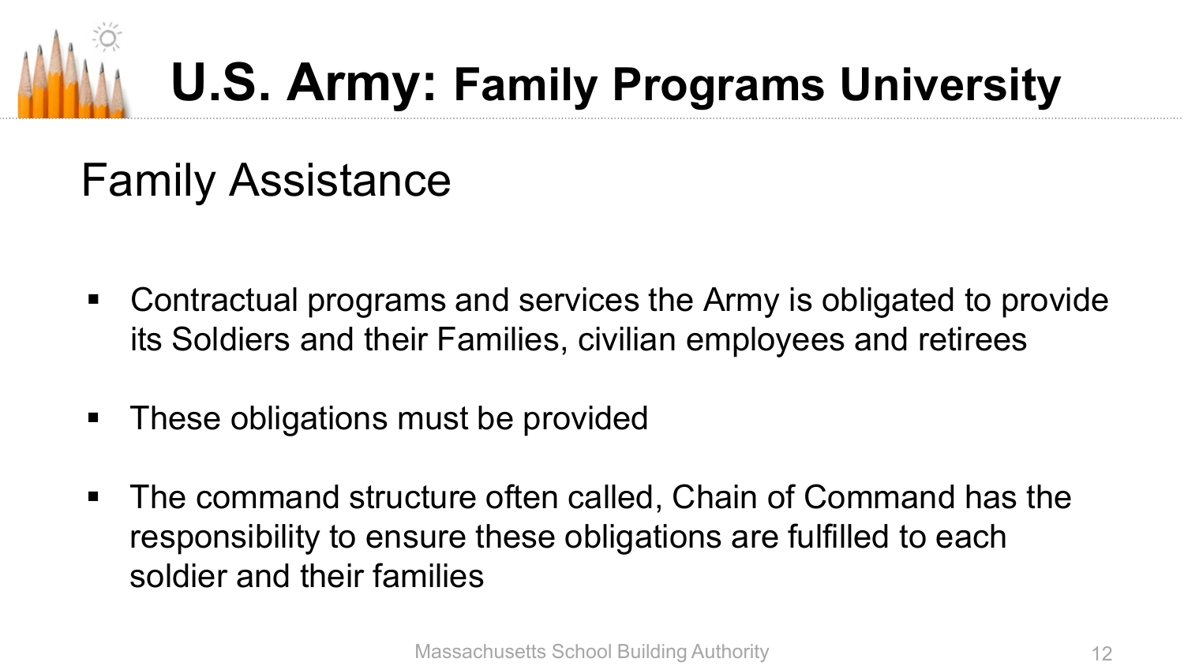# U.S. Army: Family Programs University

## Family Assistance

- Contractual programs and services the Army is obligated to provide its Soldiers and their Families, civilian employees and retirees
- These obligations must be provided
- The command structure often called, Chain of Command has the responsibility to ensure these obligations are fulfilled to each soldier and their families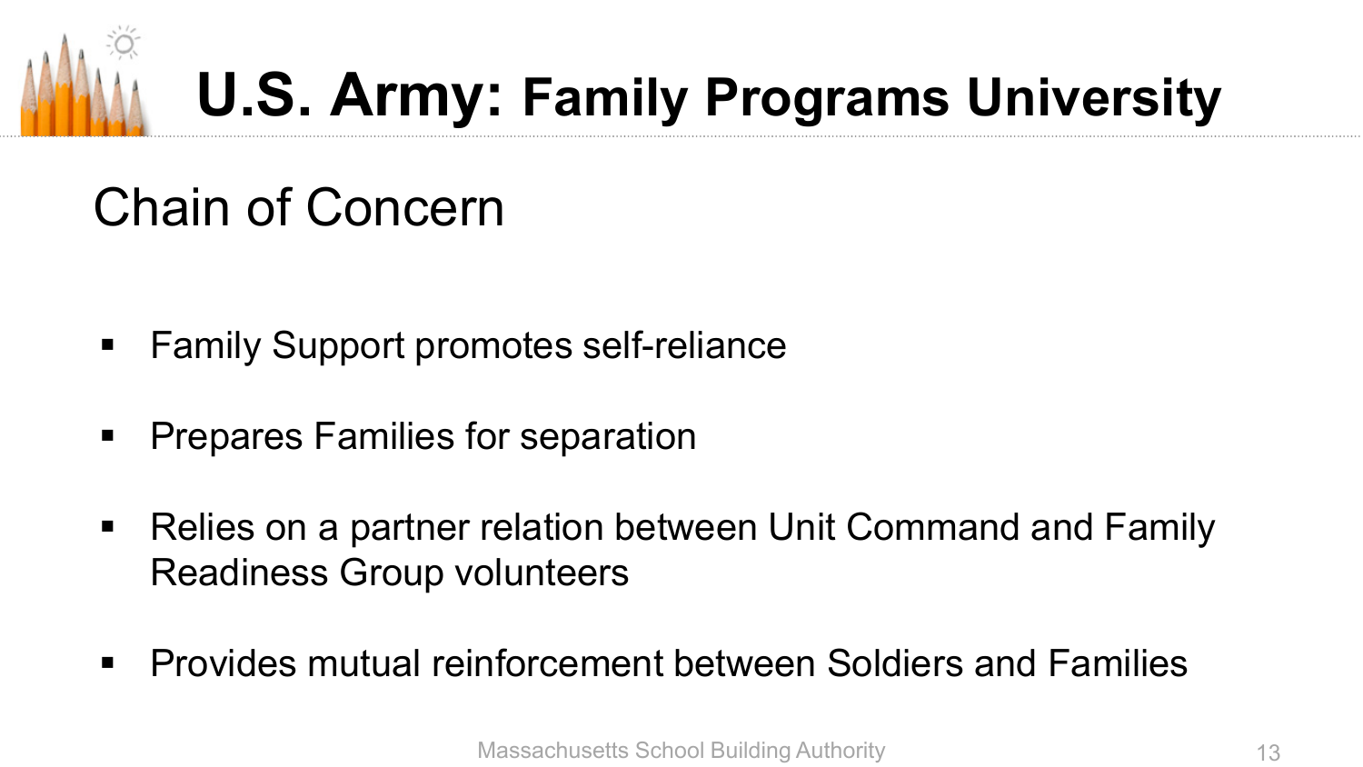# U.S. Army: Family Programs University

## Chain of Concern

- Family Support promotes self-reliance
- Prepares Families for separation
- Relies on a partner relation between Unit Command and Family Readiness Group volunteers
- Provides mutual reinforcement between Soldiers and Families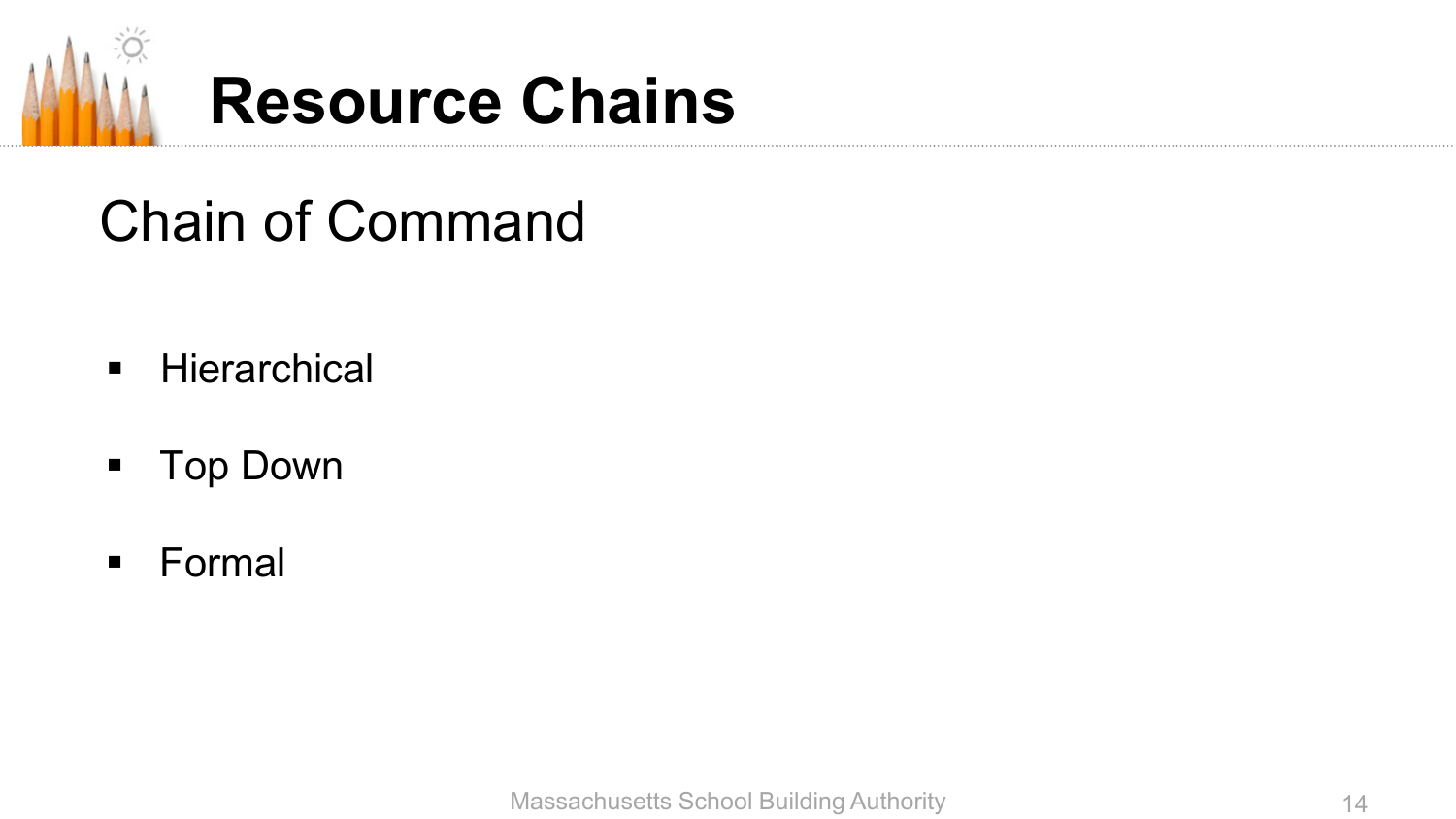# Resource Chains

## Chain of Command

- Hierarchical
- Top Down
- Formal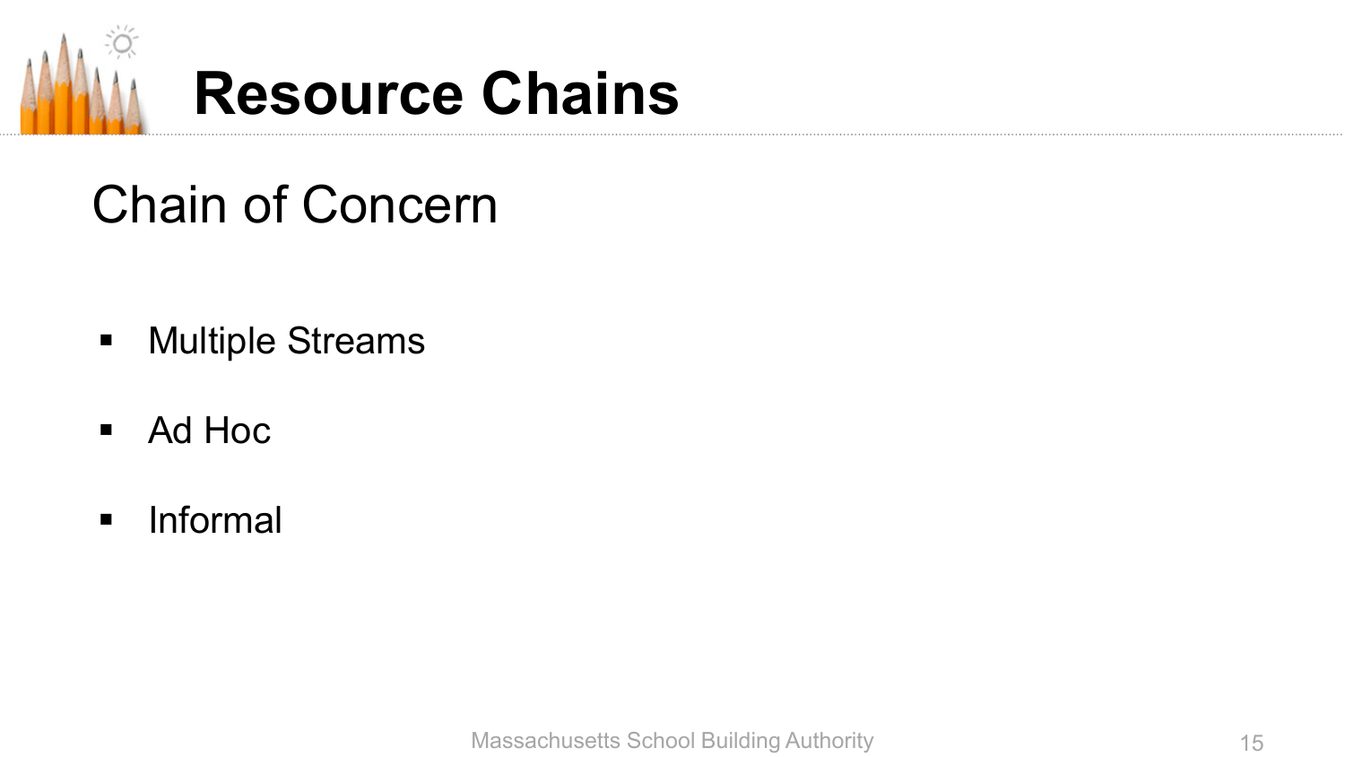# Resource Chains

## Chain of Concern

- Multiple Streams
- Ad Hoc
- Informal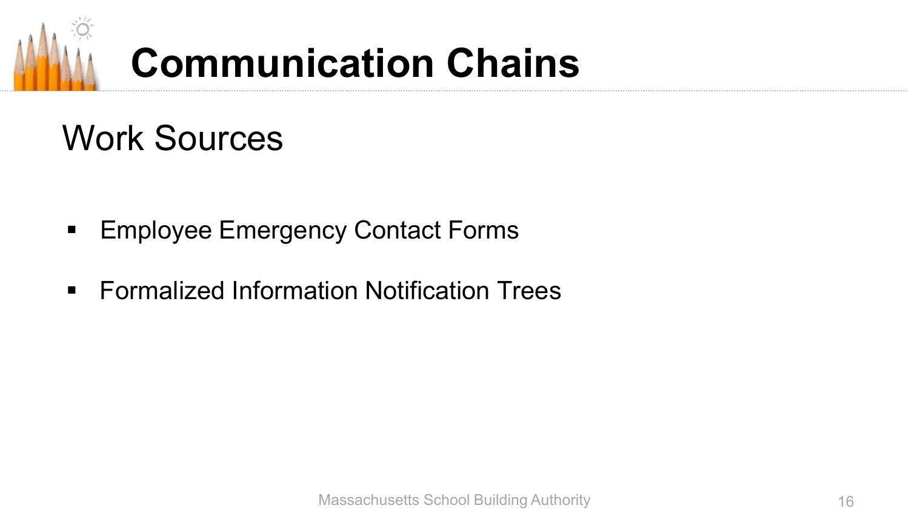# Communication Chains

## Work Sources

- Employee Emergency Contact Forms
- Formalized Information Notification Trees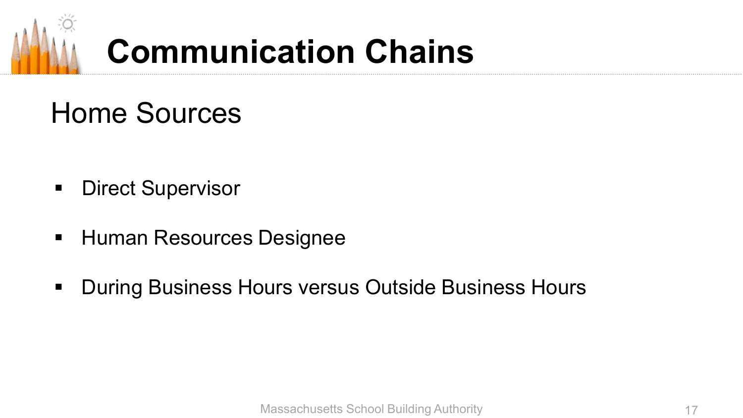# Communication Chains

## Home Sources

- Direct Supervisor
- Human Resources Designee
- During Business Hours versus Outside Business Hours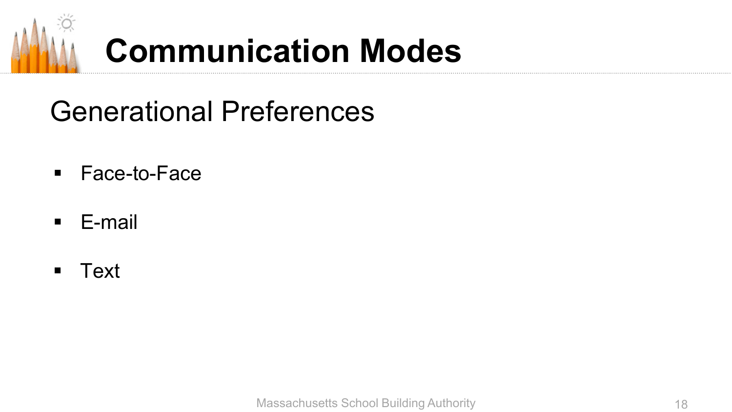# Communication Modes

## Generational Preferences

- Face-to-Face
- E-mail
- Text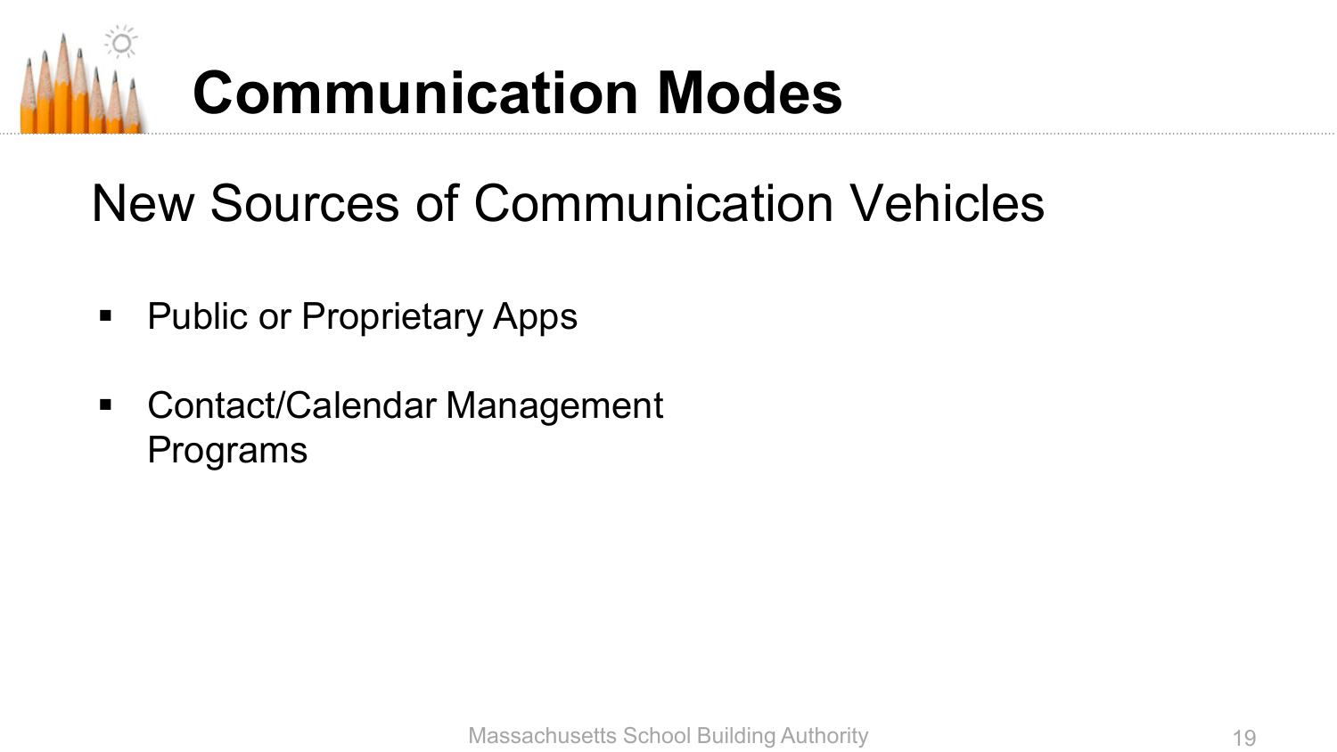# Communication Modes

## New Sources of Communication Vehicles

- Public or Proprietary Apps
- Contact/Calendar Management Programs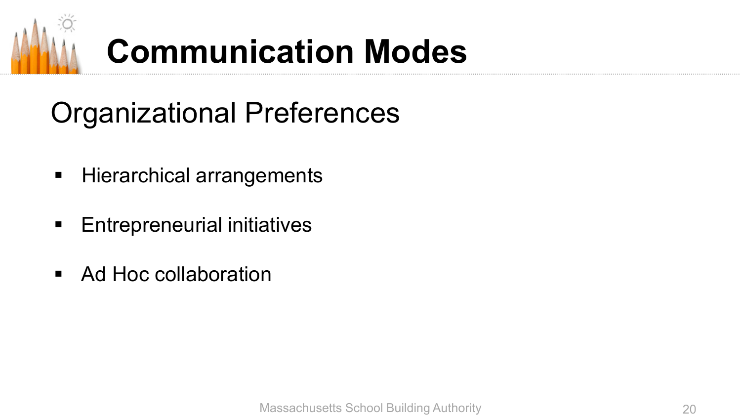# Communication Modes

## Organizational Preferences

- Hierarchical arrangements
- Entrepreneurial initiatives
- Ad Hoc collaboration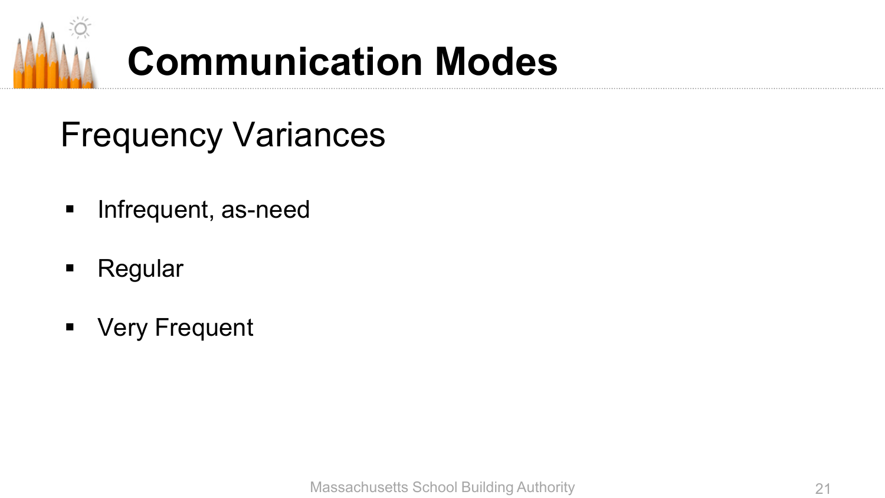# Communication Modes

## Frequency Variances

- Infrequent, as-need
- Regular
- Very Frequent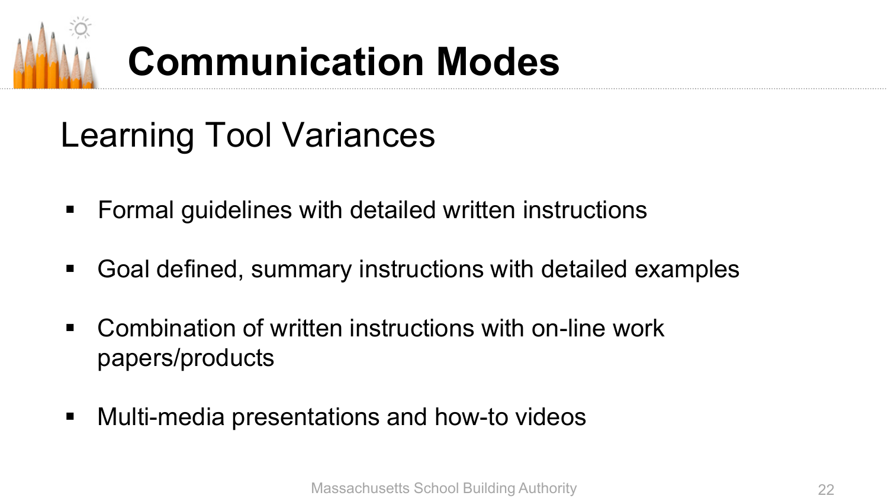# Communication Modes

## Learning Tool Variances

- Formal guidelines with detailed written instructions
- Goal defined, summary instructions with detailed examples
- Combination of written instructions with on-line work papers/products
- Multi-media presentations and how-to videos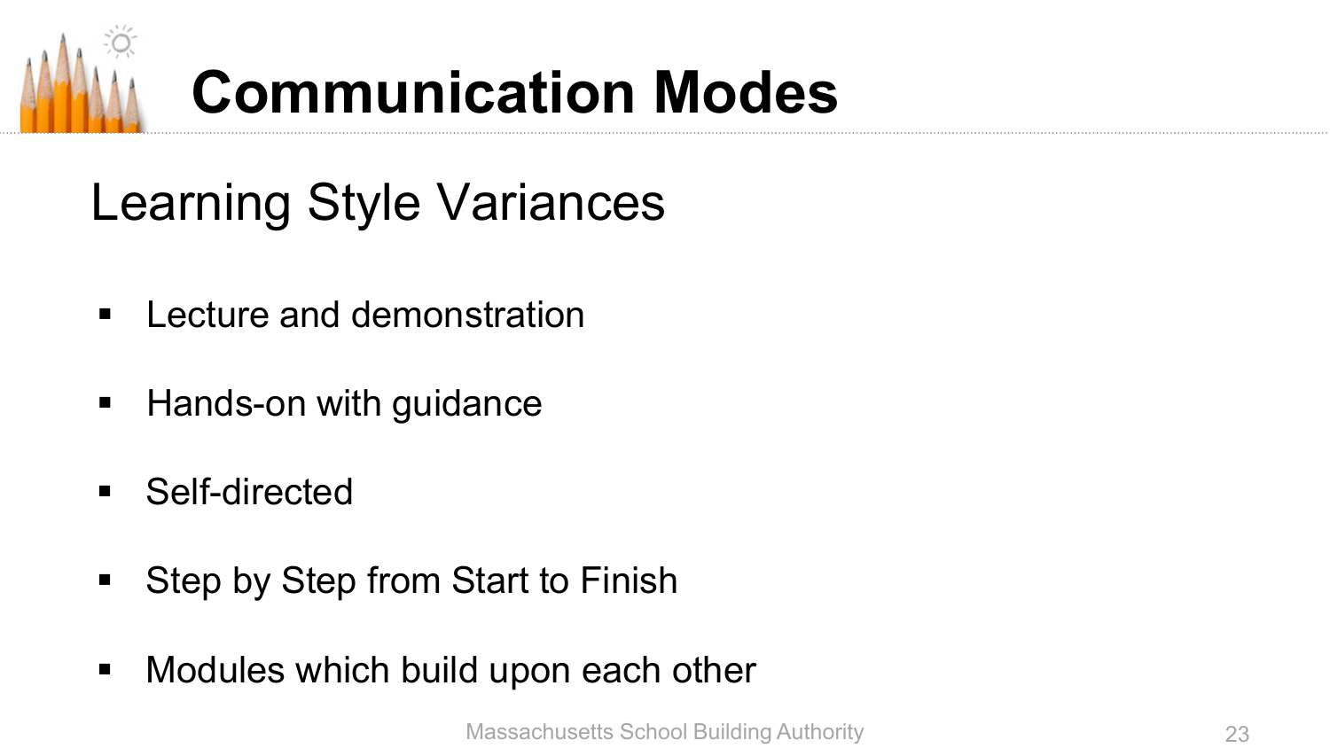# Communication Modes

## Learning Style Variances

- Lecture and demonstration
- Hands-on with guidance
- Self-directed
- Step by Step from Start to Finish
- Modules which build upon each other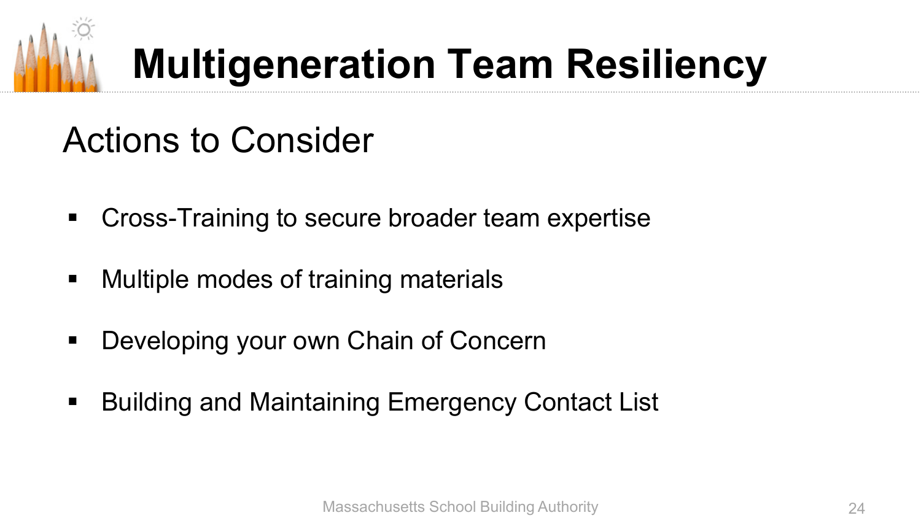# Multigeneration Team Resiliency

## Actions to Consider

- Cross-Training to secure broader team expertise
- Multiple modes of training materials
- Developing your own Chain of Concern
- Building and Maintaining Emergency Contact List